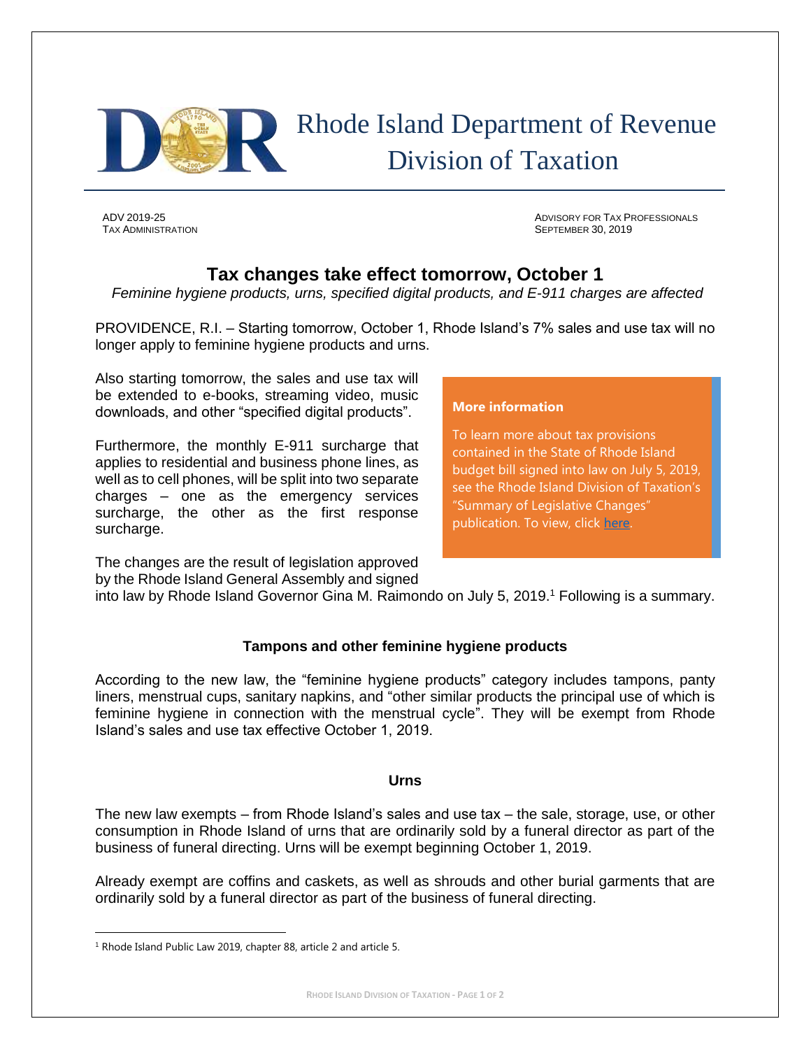# Rhode Island Department of Revenue
## Division of Taxation

ADV 2019-25
TAX ADMINISTRATION

ADVISORY FOR TAX PROFESSIONALS
SEPTEMBER 30, 2019

## Tax changes take effect tomorrow, October 1

*Feminine hygiene products, urns, specified digital products, and E-911 charges are affected*

PROVIDENCE, R.I. – Starting tomorrow, October 1, Rhode Island's 7% sales and use tax will no longer apply to feminine hygiene products and urns.

Also starting tomorrow, the sales and use tax will be extended to e-books, streaming video, music downloads, and other "specified digital products".

Furthermore, the monthly E-911 surcharge that applies to residential and business phone lines, as well as to cell phones, will be split into two separate charges – one as the emergency services surcharge, the other as the first response surcharge.

The changes are the result of legislation approved by the Rhode Island General Assembly and signed into law by Rhode Island Governor Gina M. Raimondo on July 5, 2019.[1] Following is a summary.

> **More information**
>
> To learn more about tax provisions contained in the State of Rhode Island budget bill signed into law on July 5, 2019, see the Rhode Island Division of Taxation's "Summary of Legislative Changes" publication. To view, click here.

### Tampons and other feminine hygiene products

According to the new law, the "feminine hygiene products" category includes tampons, panty liners, menstrual cups, sanitary napkins, and "other similar products the principal use of which is feminine hygiene in connection with the menstrual cycle". They will be exempt from Rhode Island's sales and use tax effective October 1, 2019.

### Urns

The new law exempts – from Rhode Island's sales and use tax – the sale, storage, use, or other consumption in Rhode Island of urns that are ordinarily sold by a funeral director as part of the business of funeral directing. Urns will be exempt beginning October 1, 2019.

Already exempt are coffins and caskets, as well as shrouds and other burial garments that are ordinarily sold by a funeral director as part of the business of funeral directing.

[1] Rhode Island Public Law 2019, chapter 88, article 2 and article 5.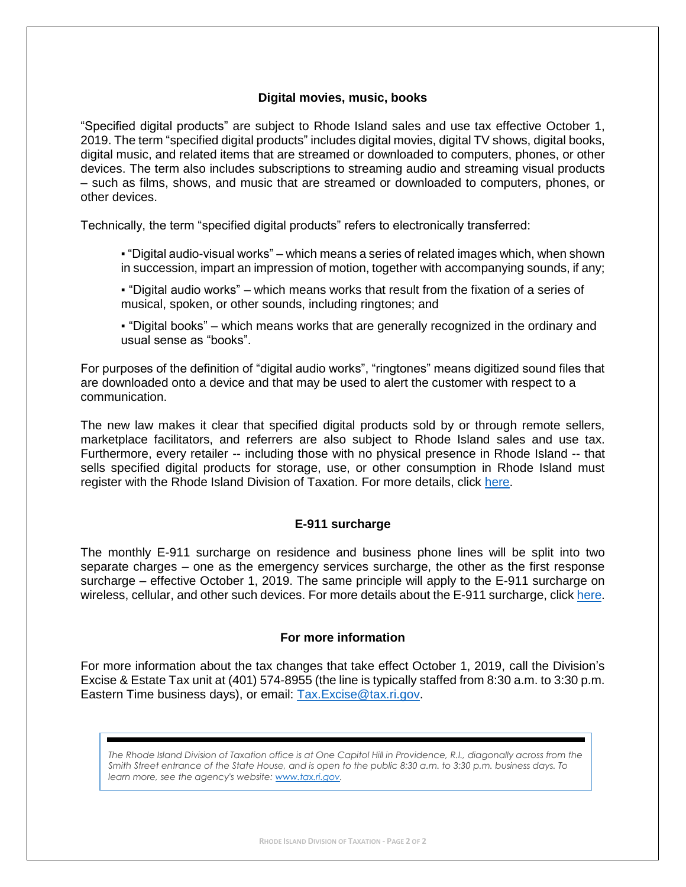## Digital movies, music, books

"Specified digital products" are subject to Rhode Island sales and use tax effective October 1, 2019. The term "specified digital products" includes digital movies, digital TV shows, digital books, digital music, and related items that are streamed or downloaded to computers, phones, or other devices. The term also includes subscriptions to streaming audio and streaming visual products – such as films, shows, and music that are streamed or downloaded to computers, phones, or other devices.

Technically, the term "specified digital products" refers to electronically transferred:

- "Digital audio-visual works" – which means a series of related images which, when shown in succession, impart an impression of motion, together with accompanying sounds, if any;
- "Digital audio works" – which means works that result from the fixation of a series of musical, spoken, or other sounds, including ringtones; and
- "Digital books" – which means works that are generally recognized in the ordinary and usual sense as "books".

For purposes of the definition of "digital audio works", "ringtones" means digitized sound files that are downloaded onto a device and that may be used to alert the customer with respect to a communication.

The new law makes it clear that specified digital products sold by or through remote sellers, marketplace facilitators, and referrers are also subject to Rhode Island sales and use tax. Furthermore, every retailer -- including those with no physical presence in Rhode Island -- that sells specified digital products for storage, use, or other consumption in Rhode Island must register with the Rhode Island Division of Taxation. For more details, click here.

## E-911 surcharge

The monthly E-911 surcharge on residence and business phone lines will be split into two separate charges – one as the emergency services surcharge, the other as the first response surcharge – effective October 1, 2019. The same principle will apply to the E-911 surcharge on wireless, cellular, and other such devices. For more details about the E-911 surcharge, click here.

## For more information

For more information about the tax changes that take effect October 1, 2019, call the Division's Excise & Estate Tax unit at (401) 574-8955 (the line is typically staffed from 8:30 a.m. to 3:30 p.m. Eastern Time business days), or email: Tax.Excise@tax.ri.gov.

*The Rhode Island Division of Taxation office is at One Capitol Hill in Providence, R.I., diagonally across from the Smith Street entrance of the State House, and is open to the public 8:30 a.m. to 3:30 p.m. business days. To learn more, see the agency's website: www.tax.ri.gov.*